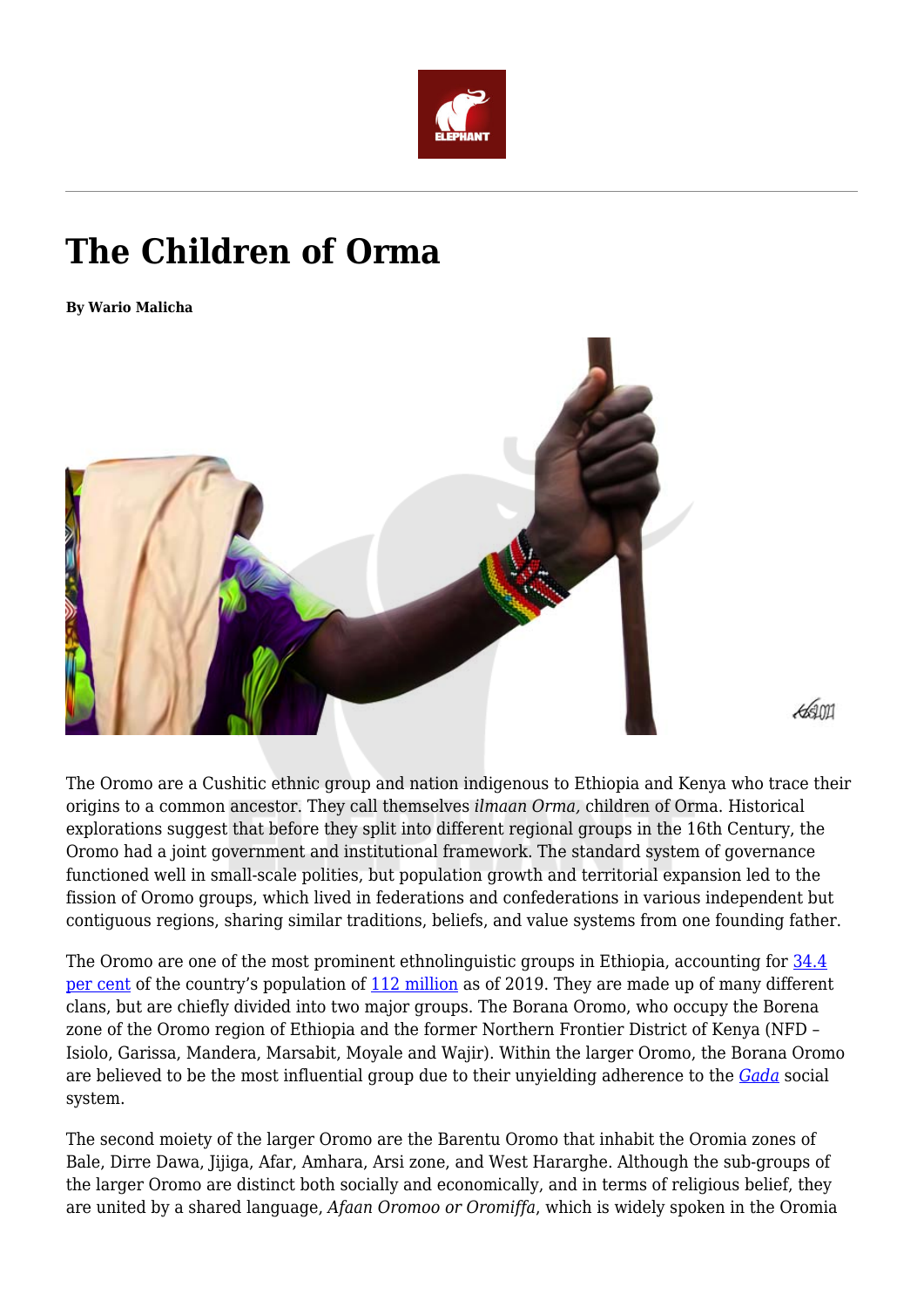# The Children of Orma

**By Wario Malicha**

The Oromo are a Cushitic ethnic group and nation indigenous to Ethiopia and Kenya who trace their origins to a common ancestor. They call themselves *ilmaan Orma,* children of Orma. Historical explorations suggest that before they split into different regional groups in the 16th Century, the Oromo had a joint government and institutional framework. The standard system of governance functioned well in small-scale polities, but population growth and territorial expansion led to the fission of Oromo groups, which lived in federations and confederations in various independent but contiguous regions, sharing similar traditions, beliefs, and value systems from one founding father.

The Oromo are one of the most prominent ethnolinguistic groups in Ethiopia, accounting for 34.4 per cent of the country's population of 112 million as of 2019. They are made up of many different clans, but are chiefly divided into two major groups. The Borana Oromo, who occupy the Borena zone of the Oromo region of Ethiopia and the former Northern Frontier District of Kenya (NFD – Isiolo, Garissa, Mandera, Marsabit, Moyale and Wajir). Within the larger Oromo, the Borana Oromo are believed to be the most influential group due to their unyielding adherence to the *Gada* social system.

The second moiety of the larger Oromo are the Barentu Oromo that inhabit the Oromia zones of Bale, Dirre Dawa, Jijiga, Afar, Amhara, Arsi zone, and West Hararghe. Although the sub-groups of the larger Oromo are distinct both socially and economically, and in terms of religious belief, they are united by a shared language, *Afaan Oromoo or Oromiffa*, which is widely spoken in the Oromia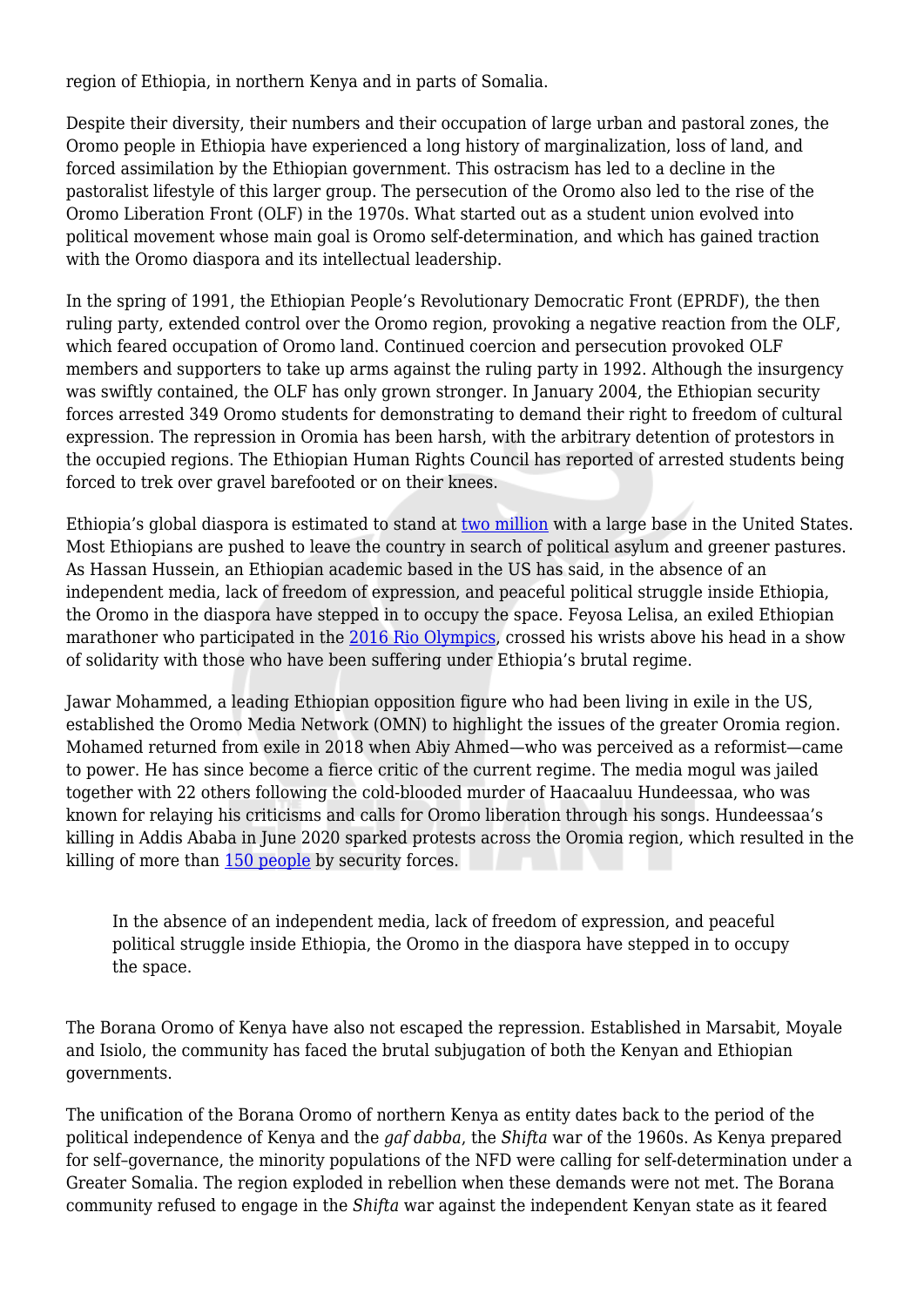region of Ethiopia, in northern Kenya and in parts of Somalia.

Despite their diversity, their numbers and their occupation of large urban and pastoral zones, the Oromo people in Ethiopia have experienced a long history of marginalization, loss of land, and forced assimilation by the Ethiopian government. This ostracism has led to a decline in the pastoralist lifestyle of this larger group. The persecution of the Oromo also led to the rise of the Oromo Liberation Front (OLF) in the 1970s. What started out as a student union evolved into political movement whose main goal is Oromo self-determination, and which has gained traction with the Oromo diaspora and its intellectual leadership.

In the spring of 1991, the Ethiopian People's Revolutionary Democratic Front (EPRDF), the then ruling party, extended control over the Oromo region, provoking a negative reaction from the OLF, which feared occupation of Oromo land. Continued coercion and persecution provoked OLF members and supporters to take up arms against the ruling party in 1992. Although the insurgency was swiftly contained, the OLF has only grown stronger. In January 2004, the Ethiopian security forces arrested 349 Oromo students for demonstrating to demand their right to freedom of cultural expression. The repression in Oromia has been harsh, with the arbitrary detention of protestors in the occupied regions. The Ethiopian Human Rights Council has reported of arrested students being forced to trek over gravel barefooted or on their knees.

Ethiopia's global diaspora is estimated to stand at [two million](#) with a large base in the United States. Most Ethiopians are pushed to leave the country in search of political asylum and greener pastures. As Hassan Hussein, an Ethiopian academic based in the US has said, in the absence of an independent media, lack of freedom of expression, and peaceful political struggle inside Ethiopia, the Oromo in the diaspora have stepped in to occupy the space. Feyosa Lelisa, an exiled Ethiopian marathoner who participated in the [2016 Rio Olympics](#), crossed his wrists above his head in a show of solidarity with those who have been suffering under Ethiopia's brutal regime.

Jawar Mohammed, a leading Ethiopian opposition figure who had been living in exile in the US, established the Oromo Media Network (OMN) to highlight the issues of the greater Oromia region. Mohamed returned from exile in 2018 when Abiy Ahmed—who was perceived as a reformist—came to power. He has since become a fierce critic of the current regime. The media mogul was jailed together with 22 others following the cold-blooded murder of Haacaaluu Hundeessaa, who was known for relaying his criticisms and calls for Oromo liberation through his songs. Hundeessaa's killing in Addis Ababa in June 2020 sparked protests across the Oromia region, which resulted in the killing of more than [150 people](#) by security forces.

> In the absence of an independent media, lack of freedom of expression, and peaceful political struggle inside Ethiopia, the Oromo in the diaspora have stepped in to occupy the space.

The Borana Oromo of Kenya have also not escaped the repression. Established in Marsabit, Moyale and Isiolo, the community has faced the brutal subjugation of both the Kenyan and Ethiopian governments.

The unification of the Borana Oromo of northern Kenya as entity dates back to the period of the political independence of Kenya and the *gaf dabba*, the *Shifta* war of the 1960s. As Kenya prepared for self–governance, the minority populations of the NFD were calling for self-determination under a Greater Somalia. The region exploded in rebellion when these demands were not met. The Borana community refused to engage in the *Shifta* war against the independent Kenyan state as it feared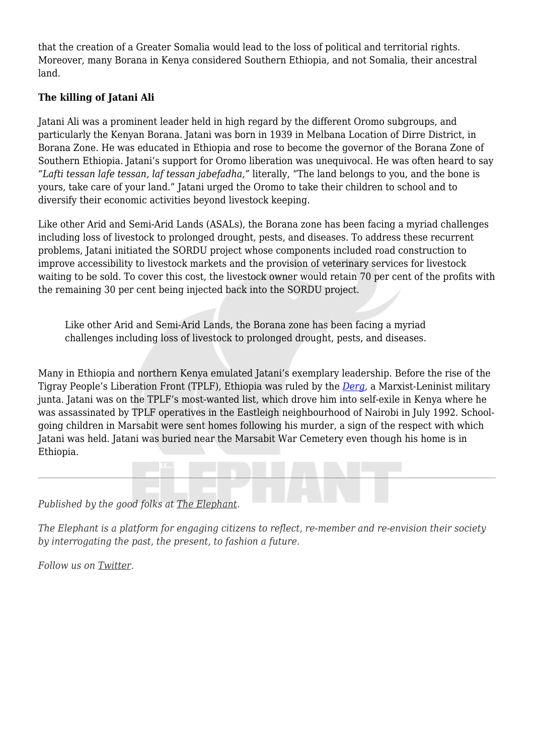that the creation of a Greater Somalia would lead to the loss of political and territorial rights. Moreover, many Borana in Kenya considered Southern Ethiopia, and not Somalia, their ancestral land.

**The killing of Jatani Ali**

Jatani Ali was a prominent leader held in high regard by the different Oromo subgroups, and particularly the Kenyan Borana. Jatani was born in 1939 in Melbana Location of Dirre District, in Borana Zone. He was educated in Ethiopia and rose to become the governor of the Borana Zone of Southern Ethiopia. Jatani's support for Oromo liberation was unequivocal. He was often heard to say *"Lafti tessan lafe tessan, laf tessan jabefadha,"* literally, "The land belongs to you, and the bone is yours, take care of your land." Jatani urged the Oromo to take their children to school and to diversify their economic activities beyond livestock keeping.

Like other Arid and Semi-Arid Lands (ASALs), the Borana zone has been facing a myriad challenges including loss of livestock to prolonged drought, pests, and diseases. To address these recurrent problems, Jatani initiated the SORDU project whose components included road construction to improve accessibility to livestock markets and the provision of veterinary services for livestock waiting to be sold. To cover this cost, the livestock owner would retain 70 per cent of the profits with the remaining 30 per cent being injected back into the SORDU project.

> Like other Arid and Semi-Arid Lands, the Borana zone has been facing a myriad challenges including loss of livestock to prolonged drought, pests, and diseases.

Many in Ethiopia and northern Kenya emulated Jatani's exemplary leadership. Before the rise of the Tigray People's Liberation Front (TPLF), Ethiopia was ruled by the *Derg*, a Marxist-Leninist military junta. Jatani was on the TPLF's most-wanted list, which drove him into self-exile in Kenya where he was assassinated by TPLF operatives in the Eastleigh neighbourhood of Nairobi in July 1992. School-going children in Marsabit were sent homes following his murder, a sign of the respect with which Jatani was held. Jatani was buried near the Marsabit War Cemetery even though his home is in Ethiopia.

---

*Published by the good folks at The Elephant.*

*The Elephant is a platform for engaging citizens to reflect, re-member and re-envision their society by interrogating the past, the present, to fashion a future.*

*Follow us on Twitter.*